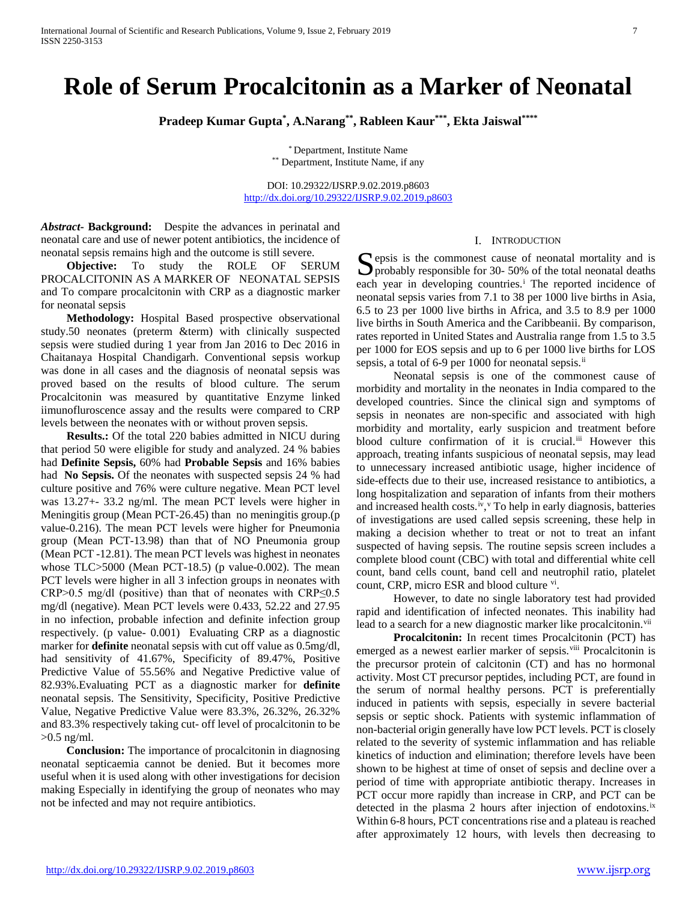# Role of Serum Procalcitonin as a Marker of Neonatal

**Pradeep Kumar Gupta[*], A.Narang[**], Rableen Kaur[***], Ekta Jaiswal[****]**

[*] Department, Institute Name
[**] Department, Institute Name, if any

DOI: 10.29322/IJSRP.9.02.2019.p8603
http://dx.doi.org/10.29322/IJSRP.9.02.2019.p8603

***Abstract*- Background:** Despite the advances in perinatal and neonatal care and use of newer potent antibiotics, the incidence of neonatal sepsis remains high and the outcome is still severe.

**Objective:** To study the ROLE OF SERUM PROCALCITONIN AS A MARKER OF NEONATAL SEPSIS and To compare procalcitonin with CRP as a diagnostic marker for neonatal sepsis

**Methodology:** Hospital Based prospective observational study.50 neonates (preterm &term) with clinically suspected sepsis were studied during 1 year from Jan 2016 to Dec 2016 in Chaitanaya Hospital Chandigarh. Conventional sepsis workup was done in all cases and the diagnosis of neonatal sepsis was proved based on the results of blood culture. The serum Procalcitonin was measured by quantitative Enzyme linked iimunofluroscence assay and the results were compared to CRP levels between the neonates with or without proven sepsis.

**Results.:** Of the total 220 babies admitted in NICU during that period 50 were eligible for study and analyzed. 24 % babies had **Definite Sepsis,** 60% had **Probable Sepsis** and 16% babies had **No Sepsis.** Of the neonates with suspected sepsis 24 % had culture positive and 76% were culture negative. Mean PCT level was 13.27+- 33.2 ng/ml. The mean PCT levels were higher in Meningitis group (Mean PCT-26.45) than no meningitis group.(p value-0.216). The mean PCT levels were higher for Pneumonia group (Mean PCT-13.98) than that of NO Pneumonia group (Mean PCT -12.81). The mean PCT levels was highest in neonates whose TLC>5000 (Mean PCT-18.5) (p value-0.002). The mean PCT levels were higher in all 3 infection groups in neonates with CRP>0.5 mg/dl (positive) than that of neonates with CRP≤0.5 mg/dl (negative). Mean PCT levels were 0.433, 52.22 and 27.95 in no infection, probable infection and definite infection group respectively. (p value- 0.001) Evaluating CRP as a diagnostic marker for **definite** neonatal sepsis with cut off value as 0.5mg/dl, had sensitivity of 41.67%, Specificity of 89.47%, Positive Predictive Value of 55.56% and Negative Predictive value of 82.93%.Evaluating PCT as a diagnostic marker for **definite** neonatal sepsis. The Sensitivity, Specificity, Positive Predictive Value, Negative Predictive Value were 83.3%, 26.32%, 26.32% and 83.3% respectively taking cut- off level of procalcitonin to be >0.5 ng/ml.

**Conclusion:** The importance of procalcitonin in diagnosing neonatal septicaemia cannot be denied. But it becomes more useful when it is used along with other investigations for decision making Especially in identifying the group of neonates who may not be infected and may not require antibiotics.

## I. Introduction

Sepsis is the commonest cause of neonatal mortality and is probably responsible for 30- 50% of the total neonatal deaths each year in developing countries.[i] The reported incidence of neonatal sepsis varies from 7.1 to 38 per 1000 live births in Asia, 6.5 to 23 per 1000 live births in Africa, and 3.5 to 8.9 per 1000 live births in South America and the Caribbeanii. By comparison, rates reported in United States and Australia range from 1.5 to 3.5 per 1000 for EOS sepsis and up to 6 per 1000 live births for LOS sepsis, a total of 6-9 per 1000 for neonatal sepsis.[ii]

Neonatal sepsis is one of the commonest cause of morbidity and mortality in the neonates in India compared to the developed countries. Since the clinical sign and symptoms of sepsis in neonates are non-specific and associated with high morbidity and mortality, early suspicion and treatment before blood culture confirmation of it is crucial.[iii] However this approach, treating infants suspicious of neonatal sepsis, may lead to unnecessary increased antibiotic usage, higher incidence of side-effects due to their use, increased resistance to antibiotics, a long hospitalization and separation of infants from their mothers and increased health costs.[iv,v] To help in early diagnosis, batteries of investigations are used called sepsis screening, these help in making a decision whether to treat or not to treat an infant suspected of having sepsis. The routine sepsis screen includes a complete blood count (CBC) with total and differential white cell count, band cells count, band cell and neutrophil ratio, platelet count, CRP, micro ESR and blood culture [vi].

However, to date no single laboratory test had provided rapid and identification of infected neonates. This inability had lead to a search for a new diagnostic marker like procalcitonin.[vii]

**Procalcitonin:** In recent times Procalcitonin (PCT) has emerged as a newest earlier marker of sepsis.[viii] Procalcitonin is the precursor protein of calcitonin (CT) and has no hormonal activity. Most CT precursor peptides, including PCT, are found in the serum of normal healthy persons. PCT is preferentially induced in patients with sepsis, especially in severe bacterial sepsis or septic shock. Patients with systemic inflammation of non-bacterial origin generally have low PCT levels. PCT is closely related to the severity of systemic inflammation and has reliable kinetics of induction and elimination; therefore levels have been shown to be highest at time of onset of sepsis and decline over a period of time with appropriate antibiotic therapy. Increases in PCT occur more rapidly than increase in CRP, and PCT can be detected in the plasma 2 hours after injection of endotoxins.[ix] Within 6-8 hours, PCT concentrations rise and a plateau is reached after approximately 12 hours, with levels then decreasing to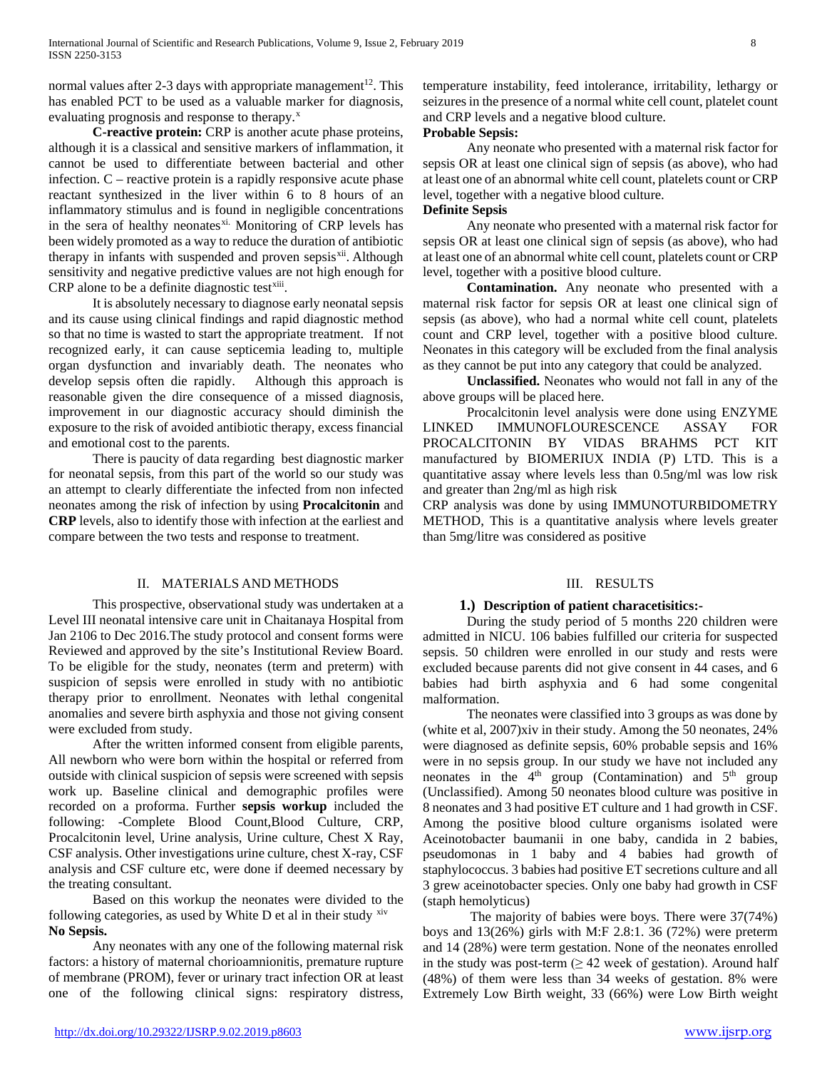normal values after 2-3 days with appropriate management[12]. This has enabled PCT to be used as a valuable marker for diagnosis, evaluating prognosis and response to therapy.[x]

**C-reactive protein:** CRP is another acute phase proteins, although it is a classical and sensitive markers of inflammation, it cannot be used to differentiate between bacterial and other infection. C – reactive protein is a rapidly responsive acute phase reactant synthesized in the liver within 6 to 8 hours of an inflammatory stimulus and is found in negligible concentrations in the sera of healthy neonates[xi]. Monitoring of CRP levels has been widely promoted as a way to reduce the duration of antibiotic therapy in infants with suspended and proven sepsis[xii]. Although sensitivity and negative predictive values are not high enough for CRP alone to be a definite diagnostic test[xiii].

It is absolutely necessary to diagnose early neonatal sepsis and its cause using clinical findings and rapid diagnostic method so that no time is wasted to start the appropriate treatment. If not recognized early, it can cause septicemia leading to, multiple organ dysfunction and invariably death. The neonates who develop sepsis often die rapidly. Although this approach is reasonable given the dire consequence of a missed diagnosis, improvement in our diagnostic accuracy should diminish the exposure to the risk of avoided antibiotic therapy, excess financial and emotional cost to the parents.

There is paucity of data regarding best diagnostic marker for neonatal sepsis, from this part of the world so our study was an attempt to clearly differentiate the infected from non infected neonates among the risk of infection by using **Procalcitonin** and **CRP** levels, also to identify those with infection at the earliest and compare between the two tests and response to treatment.

## II. MATERIALS AND METHODS

This prospective, observational study was undertaken at a Level III neonatal intensive care unit in Chaitanaya Hospital from Jan 2106 to Dec 2016.The study protocol and consent forms were Reviewed and approved by the site's Institutional Review Board. To be eligible for the study, neonates (term and preterm) with suspicion of sepsis were enrolled in study with no antibiotic therapy prior to enrollment. Neonates with lethal congenital anomalies and severe birth asphyxia and those not giving consent were excluded from study.

After the written informed consent from eligible parents, All newborn who were born within the hospital or referred from outside with clinical suspicion of sepsis were screened with sepsis work up. Baseline clinical and demographic profiles were recorded on a proforma. Further **sepsis workup** included the following: -Complete Blood Count,Blood Culture, CRP, Procalcitonin level, Urine analysis, Urine culture, Chest X Ray, CSF analysis. Other investigations urine culture, chest X-ray, CSF analysis and CSF culture etc, were done if deemed necessary by the treating consultant.

Based on this workup the neonates were divided to the following categories, as used by White D et al in their study [xiv]

**No Sepsis.**

Any neonates with any one of the following maternal risk factors: a history of maternal chorioamnionitis, premature rupture of membrane (PROM), fever or urinary tract infection OR at least one of the following clinical signs: respiratory distress, temperature instability, feed intolerance, irritability, lethargy or seizures in the presence of a normal white cell count, platelet count and CRP levels and a negative blood culture.

**Probable Sepsis:**

Any neonate who presented with a maternal risk factor for sepsis OR at least one clinical sign of sepsis (as above), who had at least one of an abnormal white cell count, platelets count or CRP level, together with a negative blood culture.

**Definite Sepsis**

Any neonate who presented with a maternal risk factor for sepsis OR at least one clinical sign of sepsis (as above), who had at least one of an abnormal white cell count, platelets count or CRP level, together with a positive blood culture.

**Contamination.** Any neonate who presented with a maternal risk factor for sepsis OR at least one clinical sign of sepsis (as above), who had a normal white cell count, platelets count and CRP level, together with a positive blood culture. Neonates in this category will be excluded from the final analysis as they cannot be put into any category that could be analyzed.

**Unclassified.** Neonates who would not fall in any of the above groups will be placed here.

Procalcitonin level analysis were done using ENZYME LINKED IMMUNOFLOURESCENCE ASSAY FOR PROCALCITONIN BY VIDAS BRAHMS PCT KIT manufactured by BIOMERIUX INDIA (P) LTD. This is a quantitative assay where levels less than 0.5ng/ml was low risk and greater than 2ng/ml as high risk

CRP analysis was done by using IMMUNOTURBIDOMETRY METHOD, This is a quantitative analysis where levels greater than 5mg/litre was considered as positive

## III. RESULTS

### 1.) Description of patient characetisitics:-

During the study period of 5 months 220 children were admitted in NICU. 106 babies fulfilled our criteria for suspected sepsis. 50 children were enrolled in our study and rests were excluded because parents did not give consent in 44 cases, and 6 babies had birth asphyxia and 6 had some congenital malformation.

The neonates were classified into 3 groups as was done by (white et al, 2007)xiv in their study. Among the 50 neonates, 24% were diagnosed as definite sepsis, 60% probable sepsis and 16% were in no sepsis group. In our study we have not included any neonates in the 4th group (Contamination) and 5th group (Unclassified). Among 50 neonates blood culture was positive in 8 neonates and 3 had positive ET culture and 1 had growth in CSF. Among the positive blood culture organisms isolated were Aceinotobacter baumanii in one baby, candida in 2 babies, pseudomonas in 1 baby and 4 babies had growth of staphylococcus. 3 babies had positive ET secretions culture and all 3 grew aceinotobacter species. Only one baby had growth in CSF (staph hemolyticus)

The majority of babies were boys. There were 37(74%) boys and 13(26%) girls with M:F 2.8:1. 36 (72%) were preterm and 14 (28%) were term gestation. None of the neonates enrolled in the study was post-term (≥ 42 week of gestation). Around half (48%) of them were less than 34 weeks of gestation. 8% were Extremely Low Birth weight, 33 (66%) were Low Birth weight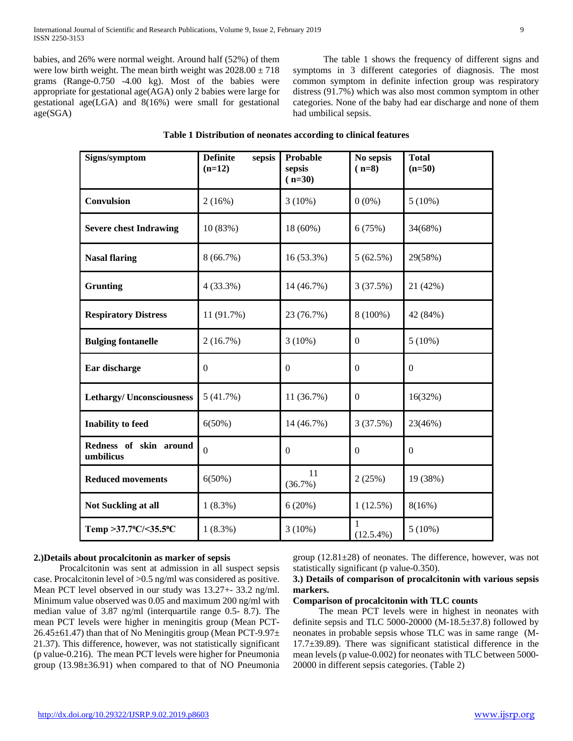babies, and 26% were normal weight. Around half (52%) of them were low birth weight. The mean birth weight was 2028.00 ± 718 grams (Range-0.750 -4.00 kg). Most of the babies were appropriate for gestational age(AGA) only 2 babies were large for gestational age(LGA) and 8(16%) were small for gestational age(SGA)

The table 1 shows the frequency of different signs and symptoms in 3 different categories of diagnosis. The most common symptom in definite infection group was respiratory distress (91.7%) which was also most common symptom in other categories. None of the baby had ear discharge and none of them had umbilical sepsis.

**Table 1 Distribution of neonates according to clinical features**

| Signs/symptom | Definite sepsis (n=12) | Probable sepsis ( n=30) | No sepsis ( n=8) | Total (n=50) |
|---|---|---|---|---|
| Convulsion | 2 (16%) | 3 (10%) | 0 (0%) | 5 (10%) |
| Severe chest Indrawing | 10 (83%) | 18 (60%) | 6 (75%) | 34(68%) |
| Nasal flaring | 8 (66.7%) | 16 (53.3%) | 5 (62.5%) | 29(58%) |
| Grunting | 4 (33.3%) | 14 (46.7%) | 3 (37.5%) | 21 (42%) |
| Respiratory Distress | 11 (91.7%) | 23 (76.7%) | 8 (100%) | 42 (84%) |
| Bulging fontanelle | 2 (16.7%) | 3 (10%) | 0 | 5 (10%) |
| Ear discharge | 0 | 0 | 0 | 0 |
| Lethargy/ Unconsciousness | 5 (41.7%) | 11 (36.7%) | 0 | 16(32%) |
| Inability to feed | 6(50%) | 14 (46.7%) | 3 (37.5%) | 23(46%) |
| Redness of skin around umbilicus | 0 | 0 | 0 | 0 |
| Reduced movements | 6(50%) | 11 (36.7%) | 2 (25%) | 19 (38%) |
| Not Suckling at all | 1 (8.3%) | 6 (20%) | 1 (12.5%) | 8(16%) |
| Temp >37.7ºC/<35.5ºC | 1 (8.3%) | 3 (10%) | 1 (12.5.4%) | 5 (10%) |

**2.)Details about procalcitonin as marker of sepsis**

Procalcitonin was sent at admission in all suspect sepsis case. Procalcitonin level of >0.5 ng/ml was considered as positive. Mean PCT level observed in our study was 13.27+- 33.2 ng/ml. Minimum value observed was 0.05 and maximum 200 ng/ml with median value of 3.87 ng/ml (interquartile range 0.5- 8.7). The mean PCT levels were higher in meningitis group (Mean PCT-26.45±61.47) than that of No Meningitis group (Mean PCT-9.97± 21.37). This difference, however, was not statistically significant (p value-0.216). The mean PCT levels were higher for Pneumonia group (13.98±36.91) when compared to that of NO Pneumonia group (12.81±28) of neonates. The difference, however, was not statistically significant (p value-0.350).

**3.) Details of comparison of procalcitonin with various sepsis markers.**

**Comparison of procalcitonin with TLC counts**

The mean PCT levels were in highest in neonates with definite sepsis and TLC 5000-20000 (M-18.5±37.8) followed by neonates in probable sepsis whose TLC was in same range (M-17.7±39.89). There was significant statistical difference in the mean levels (p value-0.002) for neonates with TLC between 5000-20000 in different sepsis categories. (Table 2)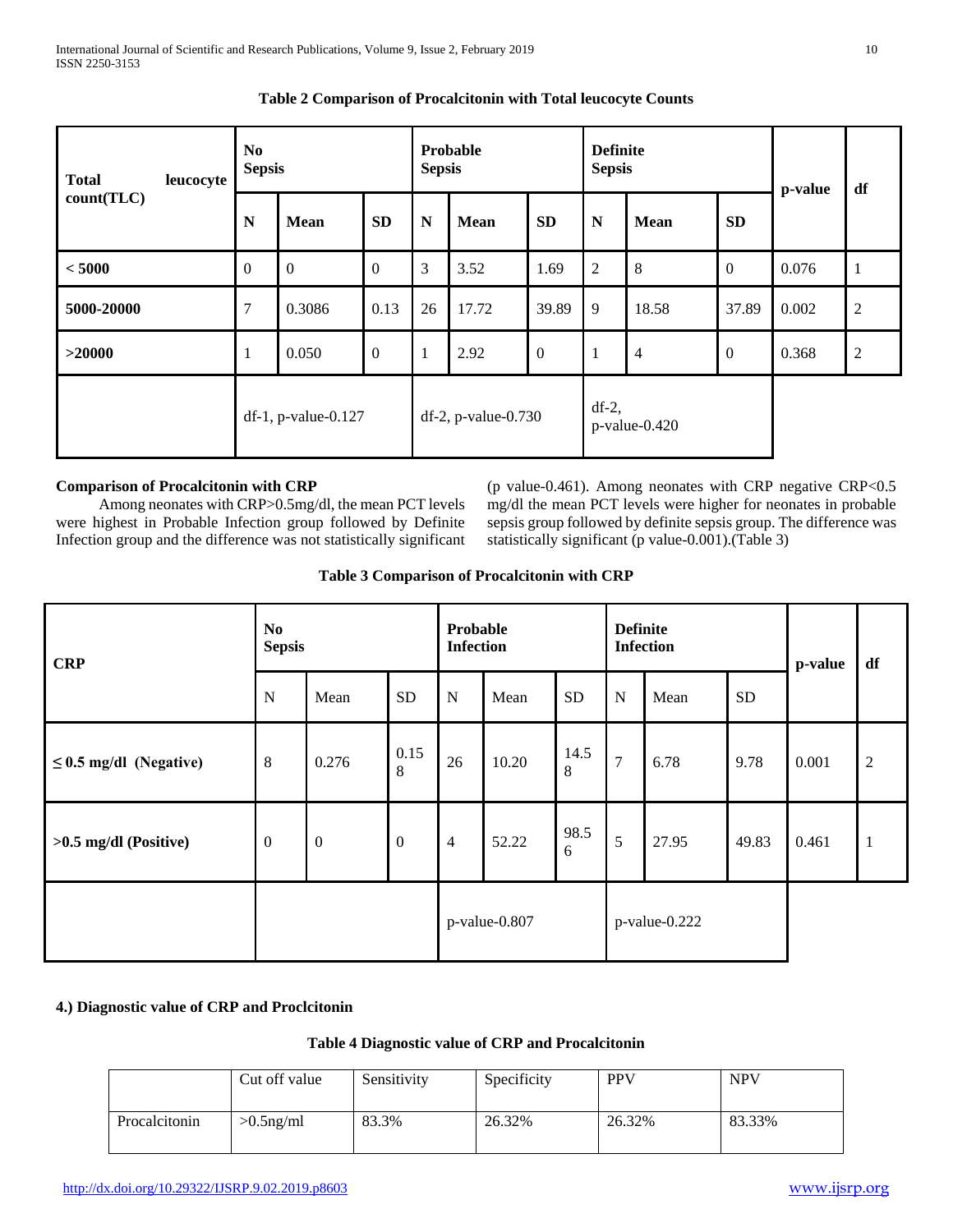**Table 2 Comparison of Procalcitonin with Total leucocyte Counts**

| Total leucocyte count(TLC) | No Sepsis | | | Probable Sepsis | | | Definite Sepsis | | | p-value | df |
|---|---|---|---|---|---|---|---|---|---|---|---|
| | N | Mean | SD | N | Mean | SD | N | Mean | SD | | |
| < 5000 | 0 | 0 | 0 | 3 | 3.52 | 1.69 | 2 | 8 | 0 | 0.076 | 1 |
| 5000-20000 | 7 | 0.3086 | 0.13 | 26 | 17.72 | 39.89 | 9 | 18.58 | 37.89 | 0.002 | 2 |
| >20000 | 1 | 0.050 | 0 | 1 | 2.92 | 0 | 1 | 4 | 0 | 0.368 | 2 |
| | df-1, p-value-0.127 | | | df-2, p-value-0.730 | | | df-2, p-value-0.420 | | | | |

**Comparison of Procalcitonin with CRP**

Among neonates with CRP>0.5mg/dl, the mean PCT levels were highest in Probable Infection group followed by Definite Infection group and the difference was not statistically significant (p value-0.461). Among neonates with CRP negative CRP<0.5 mg/dl the mean PCT levels were higher for neonates in probable sepsis group followed by definite sepsis group. The difference was statistically significant (p value-0.001).(Table 3)

**Table 3 Comparison of Procalcitonin with CRP**

| CRP | No Sepsis | | | Probable Infection | | | Definite Infection | | | p-value | df |
|---|---|---|---|---|---|---|---|---|---|---|---|
| | N | Mean | SD | N | Mean | SD | N | Mean | SD | | |
| ≤ 0.5 mg/dl (Negative) | 8 | 0.276 | 0.158 | 26 | 10.20 | 14.58 | 7 | 6.78 | 9.78 | 0.001 | 2 |
| >0.5 mg/dl (Positive) | 0 | 0 | 0 | 4 | 52.22 | 98.56 | 5 | 27.95 | 49.83 | 0.461 | 1 |
| | | | | p-value-0.807 | | | p-value-0.222 | | | | |

**4.) Diagnostic value of CRP and Proclcitonin**

**Table 4 Diagnostic value of CRP and Procalcitonin**

| | Cut off value | Sensitivity | Specificity | PPV | NPV |
|---|---|---|---|---|---|
| Procalcitonin | >0.5ng/ml | 83.3% | 26.32% | 26.32% | 83.33% |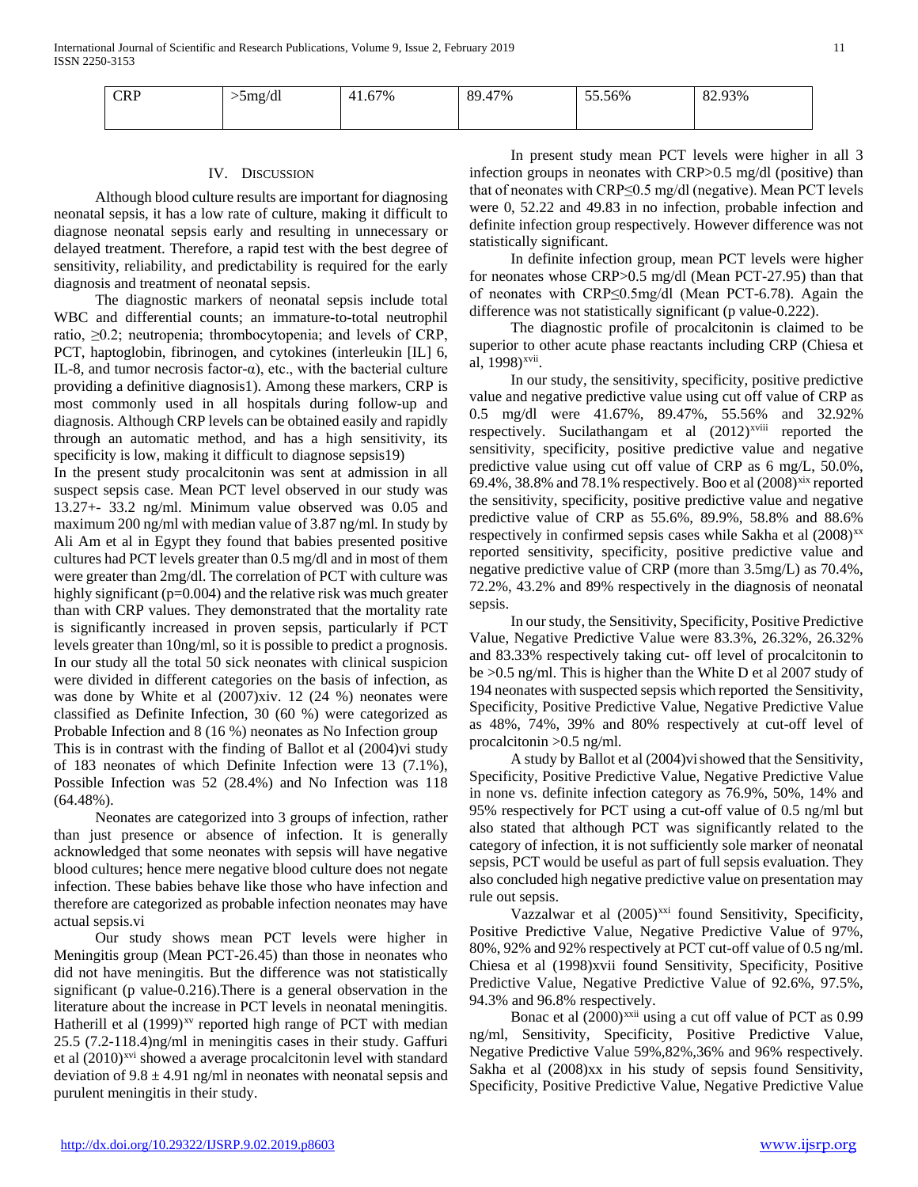| CRP | >5mg/dl | 41.67% | 89.47% | 55.56% | 82.93% |
|---|---|---|---|---|---|

## IV. Discussion

Although blood culture results are important for diagnosing neonatal sepsis, it has a low rate of culture, making it difficult to diagnose neonatal sepsis early and resulting in unnecessary or delayed treatment. Therefore, a rapid test with the best degree of sensitivity, reliability, and predictability is required for the early diagnosis and treatment of neonatal sepsis.

The diagnostic markers of neonatal sepsis include total WBC and differential counts; an immature-to-total neutrophil ratio, ≥0.2; neutropenia; thrombocytopenia; and levels of CRP, PCT, haptoglobin, fibrinogen, and cytokines (interleukin [IL] 6, IL-8, and tumor necrosis factor-α), etc., with the bacterial culture providing a definitive diagnosis1). Among these markers, CRP is most commonly used in all hospitals during follow-up and diagnosis. Although CRP levels can be obtained easily and rapidly through an automatic method, and has a high sensitivity, its specificity is low, making it difficult to diagnose sepsis19)

In the present study procalcitonin was sent at admission in all suspect sepsis case. Mean PCT level observed in our study was 13.27+- 33.2 ng/ml. Minimum value observed was 0.05 and maximum 200 ng/ml with median value of 3.87 ng/ml. In study by Ali Am et al in Egypt they found that babies presented positive cultures had PCT levels greater than 0.5 mg/dl and in most of them were greater than 2mg/dl. The correlation of PCT with culture was highly significant (p=0.004) and the relative risk was much greater than with CRP values. They demonstrated that the mortality rate is significantly increased in proven sepsis, particularly if PCT levels greater than 10ng/ml, so it is possible to predict a prognosis. In our study all the total 50 sick neonates with clinical suspicion were divided in different categories on the basis of infection, as was done by White et al (2007)xiv. 12 (24 %) neonates were classified as Definite Infection, 30 (60 %) were categorized as Probable Infection and 8 (16 %) neonates as No Infection group

This is in contrast with the finding of Ballot et al (2004)vi study of 183 neonates of which Definite Infection were 13 (7.1%), Possible Infection was 52 (28.4%) and No Infection was 118 (64.48%).

Neonates are categorized into 3 groups of infection, rather than just presence or absence of infection. It is generally acknowledged that some neonates with sepsis will have negative blood cultures; hence mere negative blood culture does not negate infection. These babies behave like those who have infection and therefore are categorized as probable infection neonates may have actual sepsis.vi

Our study shows mean PCT levels were higher in Meningitis group (Mean PCT-26.45) than those in neonates who did not have meningitis. But the difference was not statistically significant (p value-0.216).There is a general observation in the literature about the increase in PCT levels in neonatal meningitis. Hatherill et al (1999)[xv] reported high range of PCT with median 25.5 (7.2-118.4)ng/ml in meningitis cases in their study. Gaffuri et al (2010)[xvi] showed a average procalcitonin level with standard deviation of $9.8 \pm 4.91$ ng/ml in neonates with neonatal sepsis and purulent meningitis in their study.

In present study mean PCT levels were higher in all 3 infection groups in neonates with CRP>0.5 mg/dl (positive) than that of neonates with CRP≤0.5 mg/dl (negative). Mean PCT levels were 0, 52.22 and 49.83 in no infection, probable infection and definite infection group respectively. However difference was not statistically significant.

In definite infection group, mean PCT levels were higher for neonates whose CRP>0.5 mg/dl (Mean PCT-27.95) than that of neonates with CRP≤0.5mg/dl (Mean PCT-6.78). Again the difference was not statistically significant (p value-0.222).

The diagnostic profile of procalcitonin is claimed to be superior to other acute phase reactants including CRP (Chiesa et al, 1998)[xvii].

In our study, the sensitivity, specificity, positive predictive value and negative predictive value using cut off value of CRP as 0.5 mg/dl were 41.67%, 89.47%, 55.56% and 32.92% respectively. Sucilathangam et al (2012)[xviii] reported the sensitivity, specificity, positive predictive value and negative predictive value using cut off value of CRP as 6 mg/L, 50.0%, 69.4%, 38.8% and 78.1% respectively. Boo et al (2008)[xix] reported the sensitivity, specificity, positive predictive value and negative predictive value of CRP as 55.6%, 89.9%, 58.8% and 88.6% respectively in confirmed sepsis cases while Sakha et al (2008)[xx] reported sensitivity, specificity, positive predictive value and negative predictive value of CRP (more than 3.5mg/L) as 70.4%, 72.2%, 43.2% and 89% respectively in the diagnosis of neonatal sepsis.

In our study, the Sensitivity, Specificity, Positive Predictive Value, Negative Predictive Value were 83.3%, 26.32%, 26.32% and 83.33% respectively taking cut- off level of procalcitonin to be >0.5 ng/ml. This is higher than the White D et al 2007 study of 194 neonates with suspected sepsis which reported the Sensitivity, Specificity, Positive Predictive Value, Negative Predictive Value as 48%, 74%, 39% and 80% respectively at cut-off level of procalcitonin >0.5 ng/ml.

A study by Ballot et al (2004)vi showed that the Sensitivity, Specificity, Positive Predictive Value, Negative Predictive Value in none vs. definite infection category as 76.9%, 50%, 14% and 95% respectively for PCT using a cut-off value of 0.5 ng/ml but also stated that although PCT was significantly related to the category of infection, it is not sufficiently sole marker of neonatal sepsis, PCT would be useful as part of full sepsis evaluation. They also concluded high negative predictive value on presentation may rule out sepsis.

Vazzalwar et al (2005)[xxi] found Sensitivity, Specificity, Positive Predictive Value, Negative Predictive Value of 97%, 80%, 92% and 92% respectively at PCT cut-off value of 0.5 ng/ml. Chiesa et al (1998)xvii found Sensitivity, Specificity, Positive Predictive Value, Negative Predictive Value of 92.6%, 97.5%, 94.3% and 96.8% respectively.

Bonac et al (2000)[xxii] using a cut off value of PCT as 0.99 ng/ml, Sensitivity, Specificity, Positive Predictive Value, Negative Predictive Value 59%,82%,36% and 96% respectively. Sakha et al (2008)xx in his study of sepsis found Sensitivity, Specificity, Positive Predictive Value, Negative Predictive Value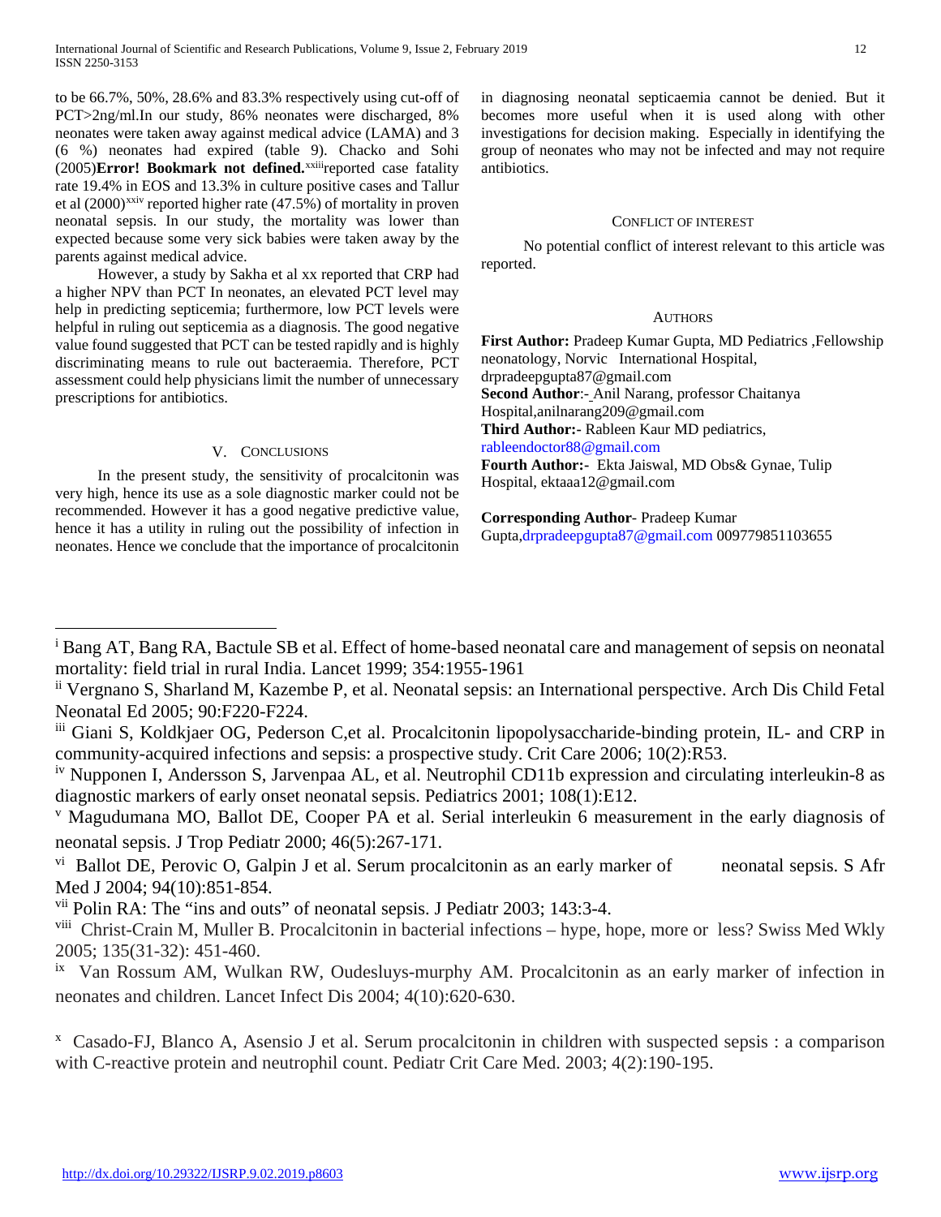to be 66.7%, 50%, 28.6% and 83.3% respectively using cut-off of PCT>2ng/ml.In our study, 86% neonates were discharged, 8% neonates were taken away against medical advice (LAMA) and 3 (6 %) neonates had expired (table 9). Chacko and Sohi (2005)**Error! Bookmark not defined.**[xxiii]reported case fatality rate 19.4% in EOS and 13.3% in culture positive cases and Tallur et al (2000)[xxiv] reported higher rate (47.5%) of mortality in proven neonatal sepsis. In our study, the mortality was lower than expected because some very sick babies were taken away by the parents against medical advice.

However, a study by Sakha et al xx reported that CRP had a higher NPV than PCT In neonates, an elevated PCT level may help in predicting septicemia; furthermore, low PCT levels were helpful in ruling out septicemia as a diagnosis. The good negative value found suggested that PCT can be tested rapidly and is highly discriminating means to rule out bacteraemia. Therefore, PCT assessment could help physicians limit the number of unnecessary prescriptions for antibiotics.

## V. Conclusions

In the present study, the sensitivity of procalcitonin was very high, hence its use as a sole diagnostic marker could not be recommended. However it has a good negative predictive value, hence it has a utility in ruling out the possibility of infection in neonates. Hence we conclude that the importance of procalcitonin in diagnosing neonatal septicaemia cannot be denied. But it becomes more useful when it is used along with other investigations for decision making. Especially in identifying the group of neonates who may not be infected and may not require antibiotics.

## Conflict of Interest

No potential conflict of interest relevant to this article was reported.

## Authors

**First Author:** Pradeep Kumar Gupta, MD Pediatrics ,Fellowship neonatology, Norvic International Hospital, drpradeepgupta87@gmail.com

**Second Author**:- Anil Narang, professor Chaitanya Hospital,anilnarang209@gmail.com

**Third Author:-** Rableen Kaur MD pediatrics, rableendoctor88@gmail.com

**Fourth Author:-** Ekta Jaiswal, MD Obs& Gynae, Tulip Hospital, ektaaa12@gmail.com

**Corresponding Author**- Pradeep Kumar Gupta,drpradeepgupta87@gmail.com 009779851103655

---

[i] Bang AT, Bang RA, Bactule SB et al. Effect of home-based neonatal care and management of sepsis on neonatal mortality: field trial in rural India. Lancet 1999; 354:1955-1961

[ii] Vergnano S, Sharland M, Kazembe P, et al. Neonatal sepsis: an International perspective. Arch Dis Child Fetal Neonatal Ed 2005; 90:F220-F224.

[iii] Giani S, Koldkjaer OG, Pederson C,et al. Procalcitonin lipopolysaccharide-binding protein, IL- and CRP in community-acquired infections and sepsis: a prospective study. Crit Care 2006; 10(2):R53.

[iv] Nupponen I, Andersson S, Jarvenpaa AL, et al. Neutrophil CD11b expression and circulating interleukin-8 as diagnostic markers of early onset neonatal sepsis. Pediatrics 2001; 108(1):E12.

[v] Magudumana MO, Ballot DE, Cooper PA et al. Serial interleukin 6 measurement in the early diagnosis of neonatal sepsis. J Trop Pediatr 2000; 46(5):267-171.

[vi] Ballot DE, Perovic O, Galpin J et al. Serum procalcitonin as an early marker of neonatal sepsis. S Afr Med J 2004; 94(10):851-854.

[vii] Polin RA: The "ins and outs" of neonatal sepsis. J Pediatr 2003; 143:3-4.

[viii] Christ-Crain M, Muller B. Procalcitonin in bacterial infections – hype, hope, more or less? Swiss Med Wkly 2005; 135(31-32): 451-460.

[ix] Van Rossum AM, Wulkan RW, Oudesluys-murphy AM. Procalcitonin as an early marker of infection in neonates and children. Lancet Infect Dis 2004; 4(10):620-630.

[x] Casado-FJ, Blanco A, Asensio J et al. Serum procalcitonin in children with suspected sepsis : a comparison with C-reactive protein and neutrophil count. Pediatr Crit Care Med. 2003; 4(2):190-195.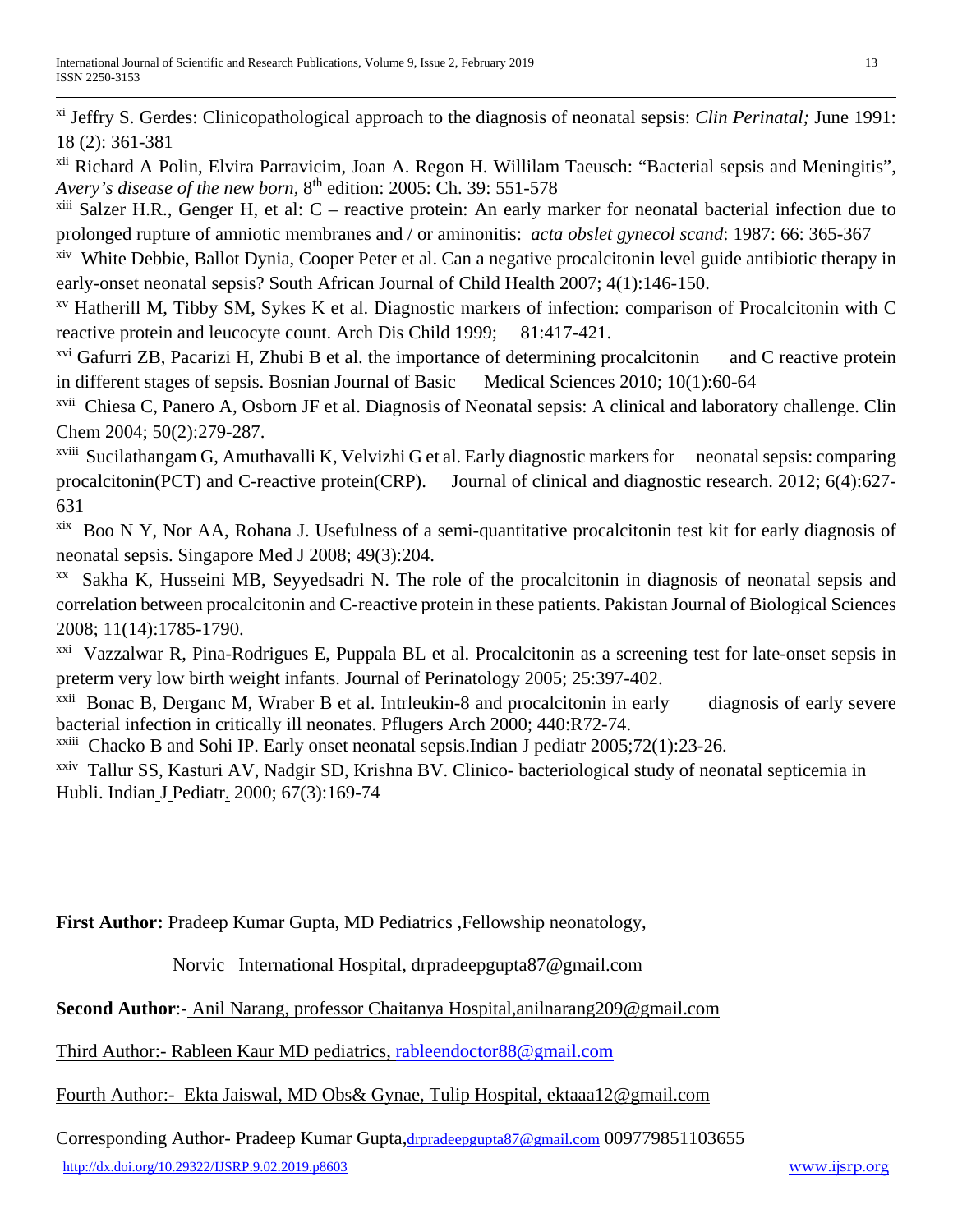[xi] Jeffry S. Gerdes: Clinicopathological approach to the diagnosis of neonatal sepsis: *Clin Perinatal;* June 1991: 18 (2): 361-381

[xii] Richard A Polin, Elvira Parravicim, Joan A. Regon H. Willilam Taeusch: "Bacterial sepsis and Meningitis", *Avery's disease of the new born,* 8th edition: 2005: Ch. 39: 551-578

[xiii] Salzer H.R., Genger H, et al: C – reactive protein: An early marker for neonatal bacterial infection due to prolonged rupture of amniotic membranes and / or aminonitis: *acta obslet gynecol scand*: 1987: 66: 365-367

[xiv] White Debbie, Ballot Dynia, Cooper Peter et al. Can a negative procalcitonin level guide antibiotic therapy in early-onset neonatal sepsis? South African Journal of Child Health 2007; 4(1):146-150.

[xv] Hatherill M, Tibby SM, Sykes K et al. Diagnostic markers of infection: comparison of Procalcitonin with C reactive protein and leucocyte count. Arch Dis Child 1999; 81:417-421.

[xvi] Gafurri ZB, Pacarizi H, Zhubi B et al. the importance of determining procalcitonin and C reactive protein in different stages of sepsis. Bosnian Journal of Basic Medical Sciences 2010; 10(1):60-64

[xvii] Chiesa C, Panero A, Osborn JF et al. Diagnosis of Neonatal sepsis: A clinical and laboratory challenge. Clin Chem 2004; 50(2):279-287.

[xviii] Sucilathangam G, Amuthavalli K, Velvizhi G et al. Early diagnostic markers for neonatal sepsis: comparing procalcitonin(PCT) and C-reactive protein(CRP). Journal of clinical and diagnostic research. 2012; 6(4):627-631

[xix] Boo N Y, Nor AA, Rohana J. Usefulness of a semi-quantitative procalcitonin test kit for early diagnosis of neonatal sepsis. Singapore Med J 2008; 49(3):204.

[xx] Sakha K, Husseini MB, Seyyedsadri N. The role of the procalcitonin in diagnosis of neonatal sepsis and correlation between procalcitonin and C-reactive protein in these patients. Pakistan Journal of Biological Sciences 2008; 11(14):1785-1790.

[xxi] Vazzalwar R, Pina-Rodrigues E, Puppala BL et al. Procalcitonin as a screening test for late-onset sepsis in preterm very low birth weight infants. Journal of Perinatology 2005; 25:397-402.

[xxii] Bonac B, Derganc M, Wraber B et al. Intrleukin-8 and procalcitonin in early diagnosis of early severe bacterial infection in critically ill neonates. Pflugers Arch 2000; 440:R72-74.

[xxiii] Chacko B and Sohi IP. Early onset neonatal sepsis.Indian J pediatr 2005;72(1):23-26.

[xxiv] Tallur SS, Kasturi AV, Nadgir SD, Krishna BV. Clinico- bacteriological study of neonatal septicemia in Hubli. Indian J Pediatr. 2000; 67(3):169-74

**First Author:** Pradeep Kumar Gupta, MD Pediatrics ,Fellowship neonatology,

Norvic International Hospital, drpradeepgupta87@gmail.com

**Second Author**:- Anil Narang, professor Chaitanya Hospital,anilnarang209@gmail.com

Third Author:- Rableen Kaur MD pediatrics, rableendoctor88@gmail.com

Fourth Author:- Ekta Jaiswal, MD Obs& Gynae, Tulip Hospital, ektaaa12@gmail.com

Corresponding Author- Pradeep Kumar Gupta,drpradeepgupta87@gmail.com 009779851103655

http://dx.doi.org/10.29322/IJSRP.9.02.2019.p8603